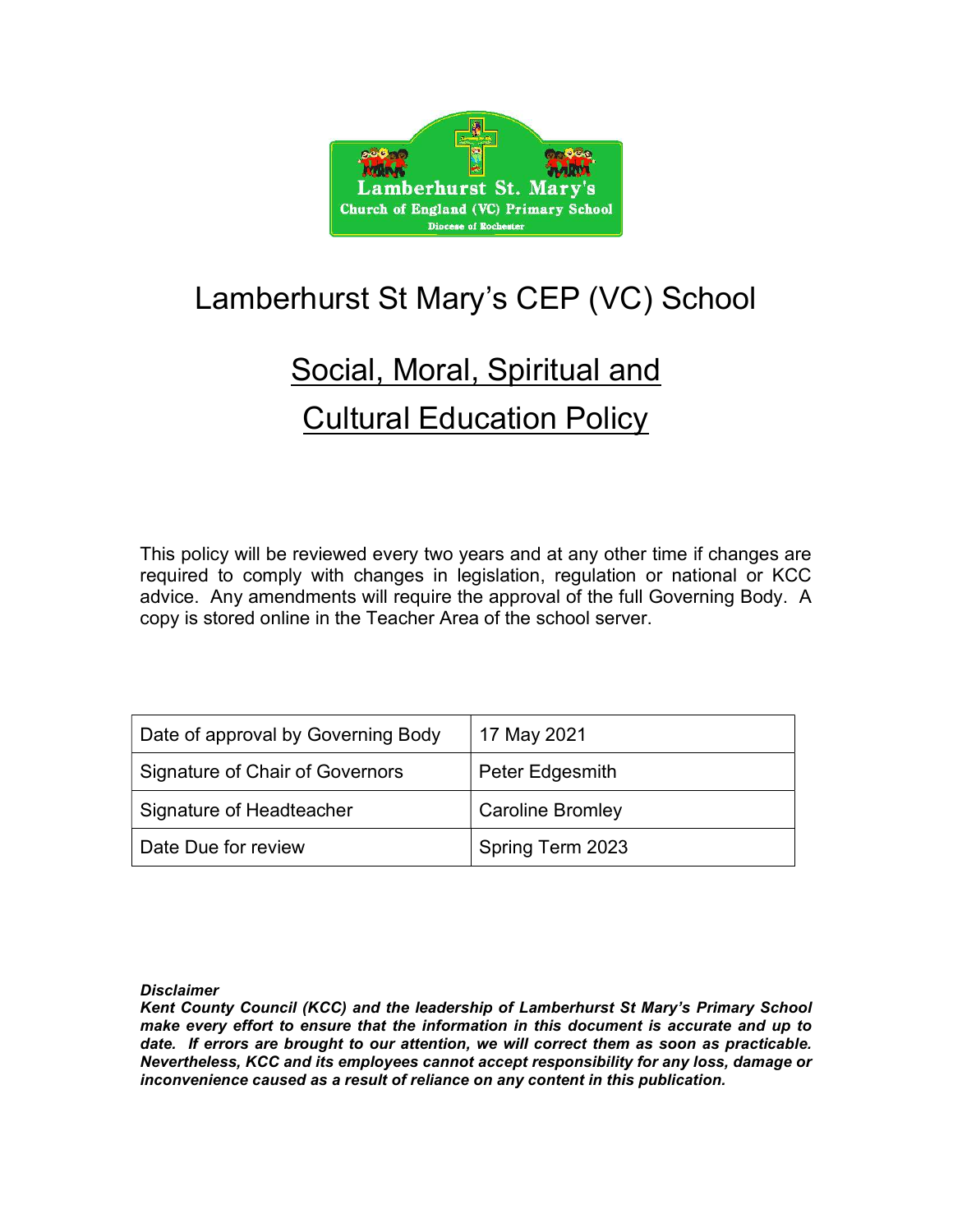# Lamberhurst St Mary's CEP (VC) School

## Social, Moral, Spiritual and Cultural Education Policy

This policy will be reviewed every two years and at any other time if changes are required to comply with changes in legislation, regulation or national or KCC advice. Any amendments will require the approval of the full Governing Body. A copy is stored online in the Teacher Area of the school server.

| | |
|---|---|
| Date of approval by Governing Body | 17 May 2021 |
| Signature of Chair of Governors | Peter Edgesmith |
| Signature of Headteacher | Caroline Bromley |
| Date Due for review | Spring Term 2023 |

***Disclaimer***
***Kent County Council (KCC) and the leadership of Lamberhurst St Mary's Primary School make every effort to ensure that the information in this document is accurate and up to date. If errors are brought to our attention, we will correct them as soon as practicable. Nevertheless, KCC and its employees cannot accept responsibility for any loss, damage or inconvenience caused as a result of reliance on any content in this publication.***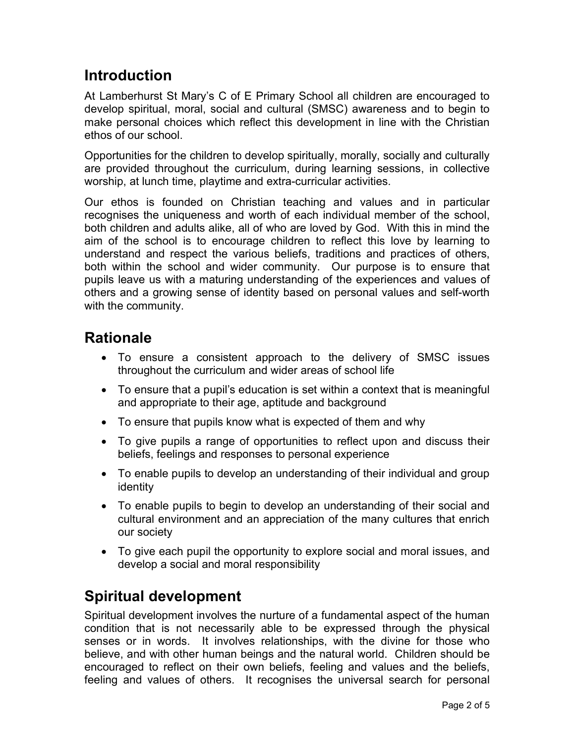## Introduction

At Lamberhurst St Mary's C of E Primary School all children are encouraged to develop spiritual, moral, social and cultural (SMSC) awareness and to begin to make personal choices which reflect this development in line with the Christian ethos of our school.

Opportunities for the children to develop spiritually, morally, socially and culturally are provided throughout the curriculum, during learning sessions, in collective worship, at lunch time, playtime and extra-curricular activities.

Our ethos is founded on Christian teaching and values and in particular recognises the uniqueness and worth of each individual member of the school, both children and adults alike, all of who are loved by God. With this in mind the aim of the school is to encourage children to reflect this love by learning to understand and respect the various beliefs, traditions and practices of others, both within the school and wider community. Our purpose is to ensure that pupils leave us with a maturing understanding of the experiences and values of others and a growing sense of identity based on personal values and self-worth with the community.

## Rationale

- To ensure a consistent approach to the delivery of SMSC issues throughout the curriculum and wider areas of school life
- To ensure that a pupil's education is set within a context that is meaningful and appropriate to their age, aptitude and background
- To ensure that pupils know what is expected of them and why
- To give pupils a range of opportunities to reflect upon and discuss their beliefs, feelings and responses to personal experience
- To enable pupils to develop an understanding of their individual and group identity
- To enable pupils to begin to develop an understanding of their social and cultural environment and an appreciation of the many cultures that enrich our society
- To give each pupil the opportunity to explore social and moral issues, and develop a social and moral responsibility

## Spiritual development

Spiritual development involves the nurture of a fundamental aspect of the human condition that is not necessarily able to be expressed through the physical senses or in words. It involves relationships, with the divine for those who believe, and with other human beings and the natural world. Children should be encouraged to reflect on their own beliefs, feeling and values and the beliefs, feeling and values of others. It recognises the universal search for personal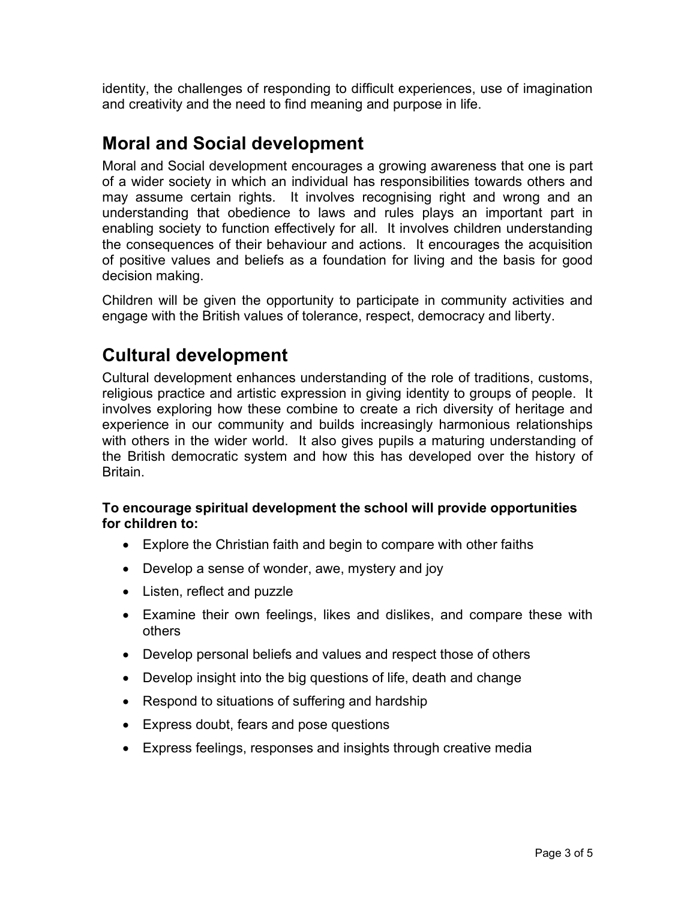identity, the challenges of responding to difficult experiences, use of imagination and creativity and the need to find meaning and purpose in life.

## Moral and Social development

Moral and Social development encourages a growing awareness that one is part of a wider society in which an individual has responsibilities towards others and may assume certain rights. It involves recognising right and wrong and an understanding that obedience to laws and rules plays an important part in enabling society to function effectively for all. It involves children understanding the consequences of their behaviour and actions. It encourages the acquisition of positive values and beliefs as a foundation for living and the basis for good decision making.

Children will be given the opportunity to participate in community activities and engage with the British values of tolerance, respect, democracy and liberty.

## Cultural development

Cultural development enhances understanding of the role of traditions, customs, religious practice and artistic expression in giving identity to groups of people. It involves exploring how these combine to create a rich diversity of heritage and experience in our community and builds increasingly harmonious relationships with others in the wider world. It also gives pupils a maturing understanding of the British democratic system and how this has developed over the history of Britain.

**To encourage spiritual development the school will provide opportunities for children to:**

- Explore the Christian faith and begin to compare with other faiths
- Develop a sense of wonder, awe, mystery and joy
- Listen, reflect and puzzle
- Examine their own feelings, likes and dislikes, and compare these with others
- Develop personal beliefs and values and respect those of others
- Develop insight into the big questions of life, death and change
- Respond to situations of suffering and hardship
- Express doubt, fears and pose questions
- Express feelings, responses and insights through creative media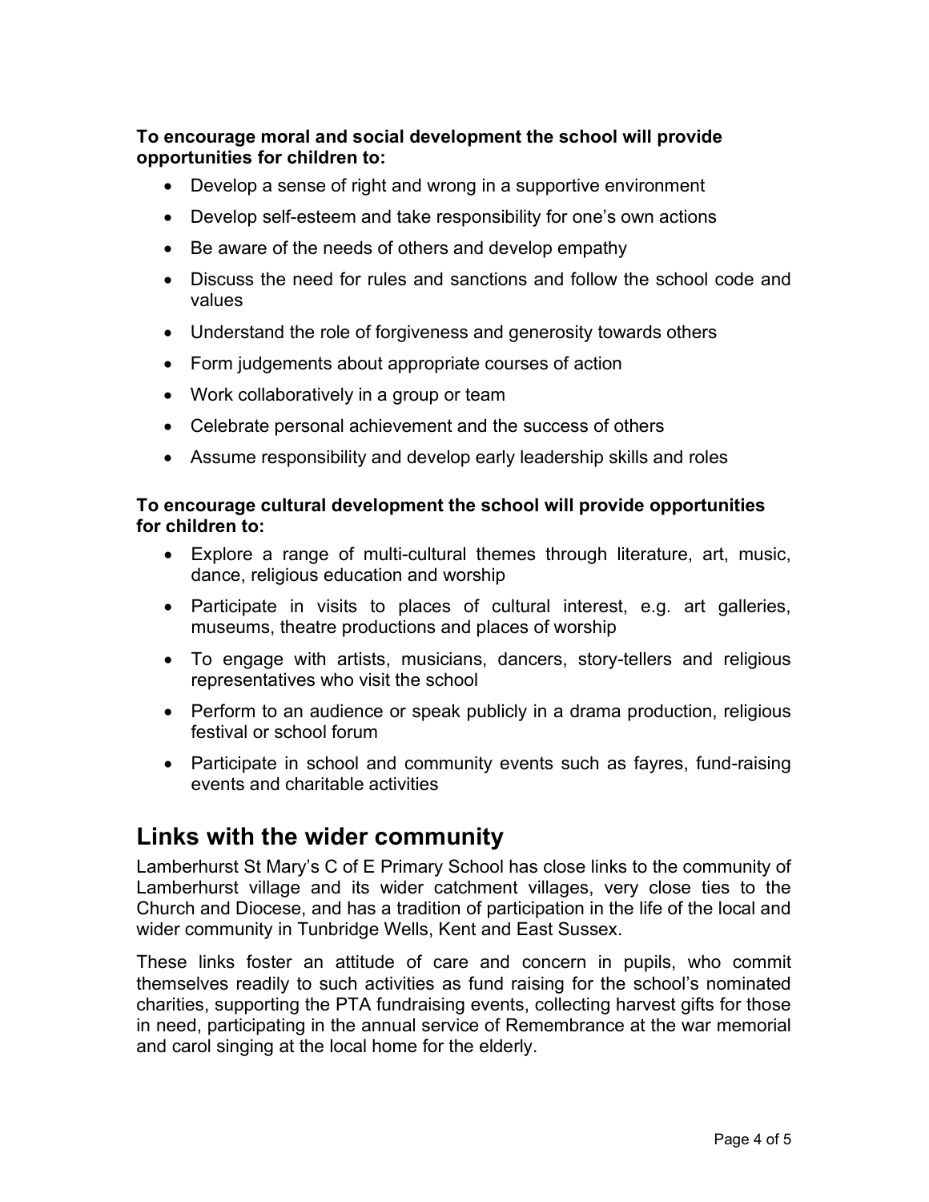**To encourage moral and social development the school will provide opportunities for children to:**

- Develop a sense of right and wrong in a supportive environment
- Develop self-esteem and take responsibility for one's own actions
- Be aware of the needs of others and develop empathy
- Discuss the need for rules and sanctions and follow the school code and values
- Understand the role of forgiveness and generosity towards others
- Form judgements about appropriate courses of action
- Work collaboratively in a group or team
- Celebrate personal achievement and the success of others
- Assume responsibility and develop early leadership skills and roles

**To encourage cultural development the school will provide opportunities for children to:**

- Explore a range of multi-cultural themes through literature, art, music, dance, religious education and worship
- Participate in visits to places of cultural interest, e.g. art galleries, museums, theatre productions and places of worship
- To engage with artists, musicians, dancers, story-tellers and religious representatives who visit the school
- Perform to an audience or speak publicly in a drama production, religious festival or school forum
- Participate in school and community events such as fayres, fund-raising events and charitable activities

## Links with the wider community

Lamberhurst St Mary's C of E Primary School has close links to the community of Lamberhurst village and its wider catchment villages, very close ties to the Church and Diocese, and has a tradition of participation in the life of the local and wider community in Tunbridge Wells, Kent and East Sussex.

These links foster an attitude of care and concern in pupils, who commit themselves readily to such activities as fund raising for the school's nominated charities, supporting the PTA fundraising events, collecting harvest gifts for those in need, participating in the annual service of Remembrance at the war memorial and carol singing at the local home for the elderly.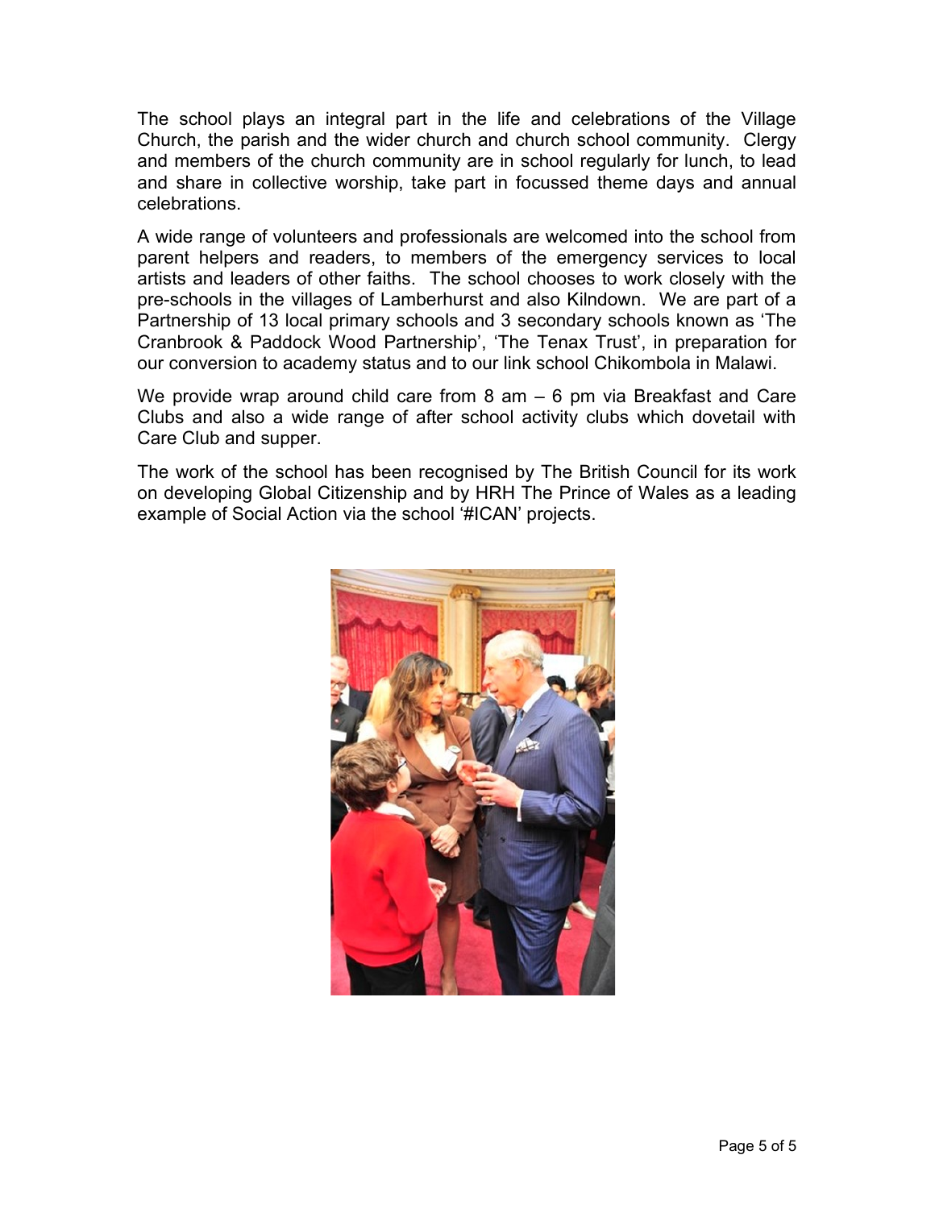The school plays an integral part in the life and celebrations of the Village Church, the parish and the wider church and church school community. Clergy and members of the church community are in school regularly for lunch, to lead and share in collective worship, take part in focussed theme days and annual celebrations.

A wide range of volunteers and professionals are welcomed into the school from parent helpers and readers, to members of the emergency services to local artists and leaders of other faiths. The school chooses to work closely with the pre-schools in the villages of Lamberhurst and also Kilndown. We are part of a Partnership of 13 local primary schools and 3 secondary schools known as 'The Cranbrook & Paddock Wood Partnership', 'The Tenax Trust', in preparation for our conversion to academy status and to our link school Chikombola in Malawi.

We provide wrap around child care from 8 am – 6 pm via Breakfast and Care Clubs and also a wide range of after school activity clubs which dovetail with Care Club and supper.

The work of the school has been recognised by The British Council for its work on developing Global Citizenship and by HRH The Prince of Wales as a leading example of Social Action via the school '#ICAN' projects.